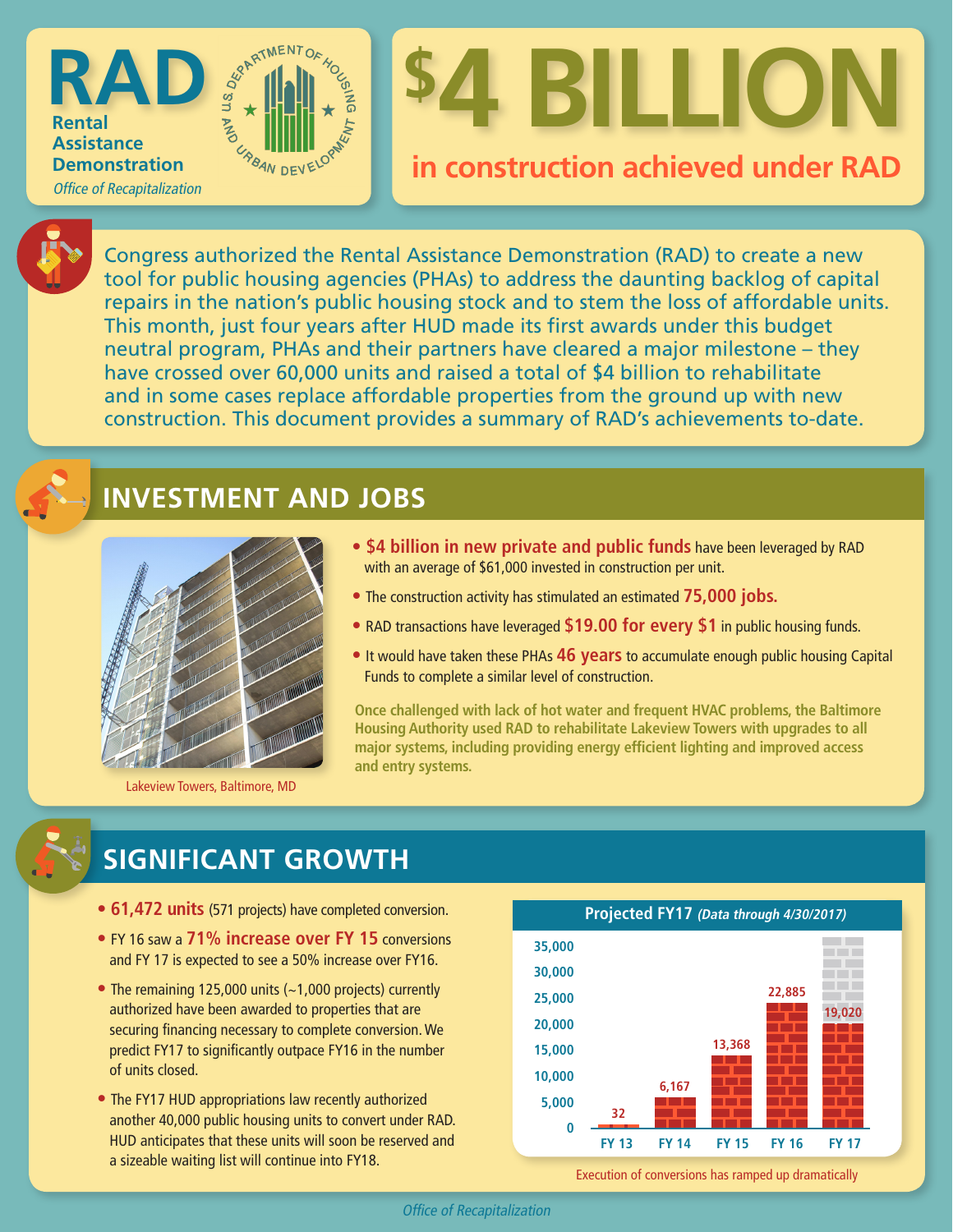# RAD

**Rental Assistance Demonstration**

*Office of Recapitalization*

# $4 BILLION

## in construction achieved under RAD

Congress authorized the Rental Assistance Demonstration (RAD) to create a new tool for public housing agencies (PHAs) to address the daunting backlog of capital repairs in the nation's public housing stock and to stem the loss of affordable units. This month, just four years after HUD made its first awards under this budget neutral program, PHAs and their partners have cleared a major milestone – they have crossed over 60,000 units and raised a total of $4 billion to rehabilitate and in some cases replace affordable properties from the ground up with new construction. This document provides a summary of RAD's achievements to-date.

## INVESTMENT AND JOBS

- **$4 billion in new private and public funds** have been leveraged by RAD with an average of $61,000 invested in construction per unit.
- The construction activity has stimulated an estimated **75,000 jobs.**
- RAD transactions have leveraged **$19.00 for every $1** in public housing funds.
- It would have taken these PHAs **46 years** to accumulate enough public housing Capital Funds to complete a similar level of construction.

**Once challenged with lack of hot water and frequent HVAC problems, the Baltimore Housing Authority used RAD to rehabilitate Lakeview Towers with upgrades to all major systems, including providing energy efficient lighting and improved access and entry systems.**

Lakeview Towers, Baltimore, MD

## SIGNIFICANT GROWTH

- **61,472 units** (571 projects) have completed conversion.
- FY 16 saw a **71% increase over FY 15** conversions and FY 17 is expected to see a 50% increase over FY16.
- The remaining 125,000 units (~1,000 projects) currently authorized have been awarded to properties that are securing financing necessary to complete conversion. We predict FY17 to significantly outpace FY16 in the number of units closed.
- The FY17 HUD appropriations law recently authorized another 40,000 public housing units to convert under RAD. HUD anticipates that these units will soon be reserved and a sizeable waiting list will continue into FY18.

**Projected FY17** *(Data through 4/30/2017)*

| Fiscal Year | Units |
|---|---|
| FY 13 | 32 |
| FY 14 | 6,167 |
| FY 15 | 13,368 |
| FY 16 | 22,885 |
| FY 17 | 19,020 |

Execution of conversions has ramped up dramatically

*Office of Recapitalization*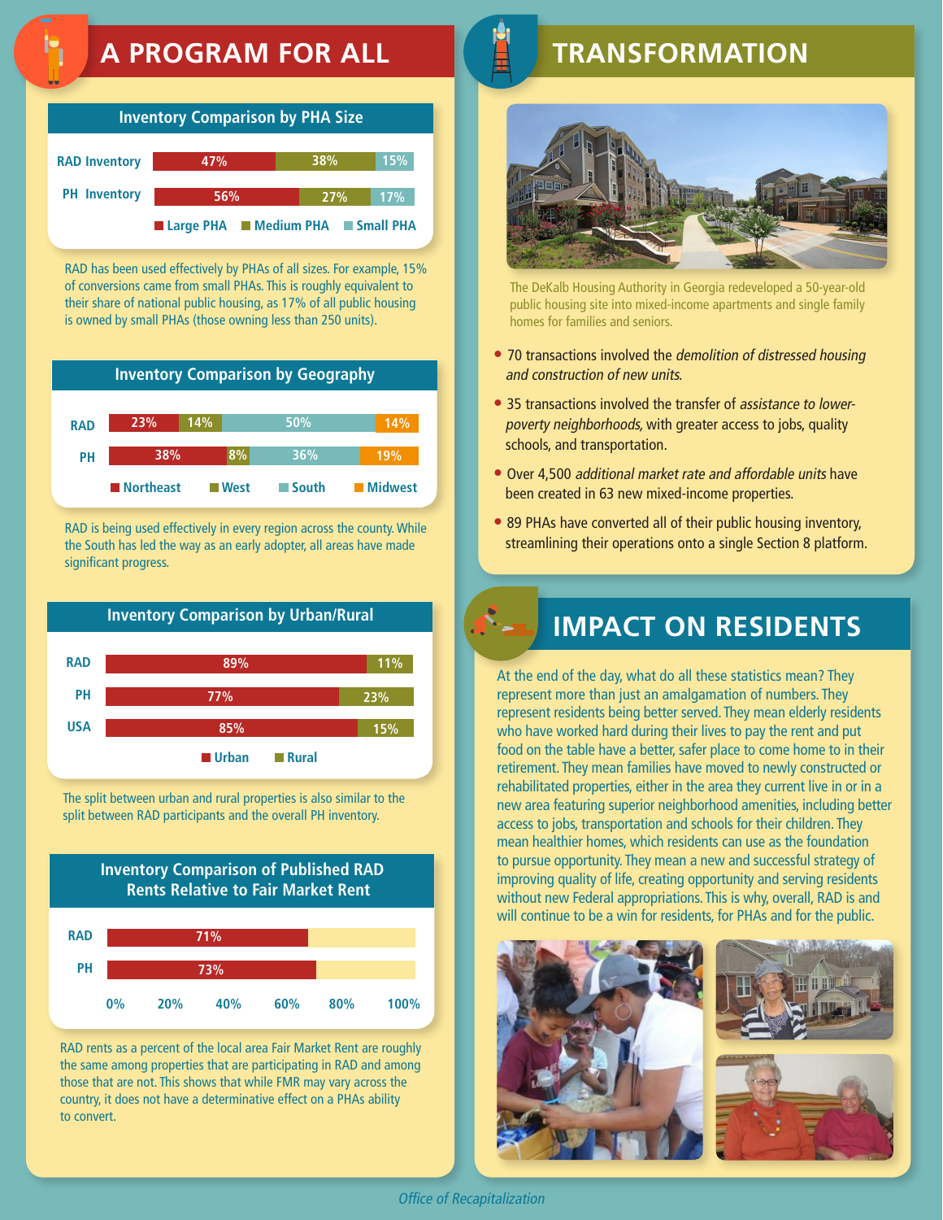# A PROGRAM FOR ALL

## Inventory Comparison by PHA Size

RAD Inventory: 47% 38% 15%

PH Inventory: 56% 27% 17%

Large PHA Medium PHA Small PHA

RAD has been used effectively by PHAs of all sizes. For example, 15% of conversions came from small PHAs. This is roughly equivalent to their share of national public housing, as 17% of all public housing is owned by small PHAs (those owning less than 250 units).

## Inventory Comparison by Geography

RAD: 23% 14% 50% 14%

PH: 38% 8% 36% 19%

Northeast West South Midwest

RAD is being used effectively in every region across the county. While the South has led the way as an early adopter, all areas have made significant progress.

## Inventory Comparison by Urban/Rural

RAD: 89% 11%

PH: 77% 23%

USA: 85% 15%

Urban Rural

The split between urban and rural properties is also similar to the split between RAD participants and the overall PH inventory.

## Inventory Comparison of Published RAD Rents Relative to Fair Market Rent

RAD: 71%

PH: 73%

0% 20% 40% 60% 80% 100%

RAD rents as a percent of the local area Fair Market Rent are roughly the same among properties that are participating in RAD and among those that are not. This shows that while FMR may vary across the country, it does not have a determinative effect on a PHAs ability to convert.

# TRANSFORMATION

The DeKalb Housing Authority in Georgia redeveloped a 50-year-old public housing site into mixed-income apartments and single family homes for families and seniors.

- 70 transactions involved the *demolition of distressed housing and construction of new units.*
- 35 transactions involved the transfer of *assistance to lower-poverty neighborhoods,* with greater access to jobs, quality schools, and transportation.
- Over 4,500 *additional market rate and affordable units* have been created in 63 new mixed-income properties.
- 89 PHAs have converted all of their public housing inventory, streamlining their operations onto a single Section 8 platform.

# IMPACT ON RESIDENTS

At the end of the day, what do all these statistics mean? They represent more than just an amalgamation of numbers. They represent residents being better served. They mean elderly residents who have worked hard during their lives to pay the rent and put food on the table have a better, safer place to come home to in their retirement. They mean families have moved to newly constructed or rehabilitated properties, either in the area they current live in or in a new area featuring superior neighborhood amenities, including better access to jobs, transportation and schools for their children. They mean healthier homes, which residents can use as the foundation to pursue opportunity. They mean a new and successful strategy of improving quality of life, creating opportunity and serving residents without new Federal appropriations. This is why, overall, RAD is and will continue to be a win for residents, for PHAs and for the public.

*Office of Recapitalization*